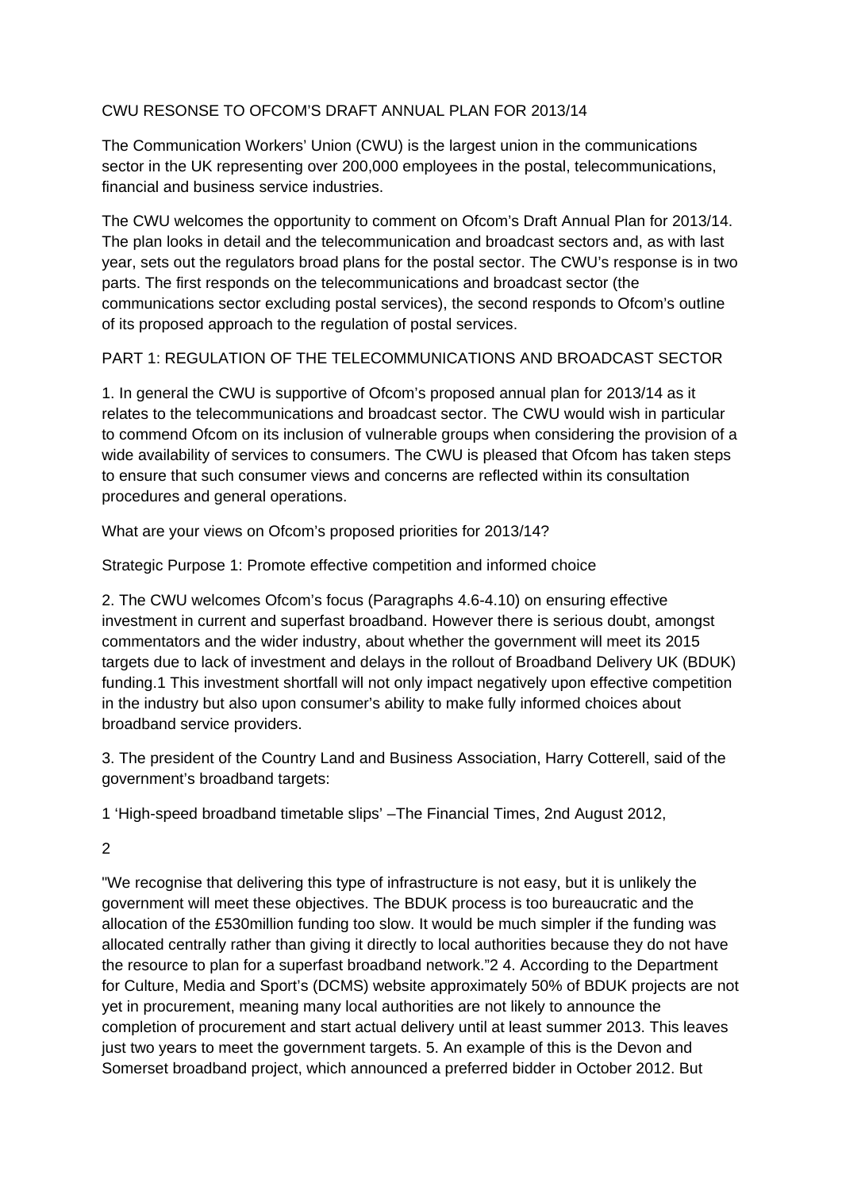# CWU RESONSE TO OFCOM'S DRAFT ANNUAL PLAN FOR 2013/14

The Communication Workers' Union (CWU) is the largest union in the communications sector in the UK representing over 200,000 employees in the postal, telecommunications, financial and business service industries.

The CWU welcomes the opportunity to comment on Ofcom's Draft Annual Plan for 2013/14. The plan looks in detail and the telecommunication and broadcast sectors and, as with last year, sets out the regulators broad plans for the postal sector. The CWU's response is in two parts. The first responds on the telecommunications and broadcast sector (the communications sector excluding postal services), the second responds to Ofcom's outline of its proposed approach to the regulation of postal services.

## PART 1: REGULATION OF THE TELECOMMUNICATIONS AND BROADCAST SECTOR

1. In general the CWU is supportive of Ofcom's proposed annual plan for 2013/14 as it relates to the telecommunications and broadcast sector. The CWU would wish in particular to commend Ofcom on its inclusion of vulnerable groups when considering the provision of a wide availability of services to consumers. The CWU is pleased that Ofcom has taken steps to ensure that such consumer views and concerns are reflected within its consultation procedures and general operations.

What are your views on Ofcom's proposed priorities for 2013/14?

Strategic Purpose 1: Promote effective competition and informed choice

2. The CWU welcomes Ofcom's focus (Paragraphs 4.6-4.10) on ensuring effective investment in current and superfast broadband. However there is serious doubt, amongst commentators and the wider industry, about whether the government will meet its 2015 targets due to lack of investment and delays in the rollout of Broadband Delivery UK (BDUK) funding.[1] This investment shortfall will not only impact negatively upon effective competition in the industry but also upon consumer's ability to make fully informed choices about broadband service providers.

3. The president of the Country Land and Business Association, Harry Cotterell, said of the government's broadband targets:

"We recognise that delivering this type of infrastructure is not easy, but it is unlikely the government will meet these objectives. The BDUK process is too bureaucratic and the allocation of the £530million funding too slow. It would be much simpler if the funding was allocated centrally rather than giving it directly to local authorities because they do not have the resource to plan for a superfast broadband network."[2] 4. According to the Department for Culture, Media and Sport's (DCMS) website approximately 50% of BDUK projects are not yet in procurement, meaning many local authorities are not likely to announce the completion of procurement and start actual delivery until at least summer 2013. This leaves just two years to meet the government targets. 5. An example of this is the Devon and Somerset broadband project, which announced a preferred bidder in October 2012. But

[1] 'High-speed broadband timetable slips' –The Financial Times, 2nd August 2012,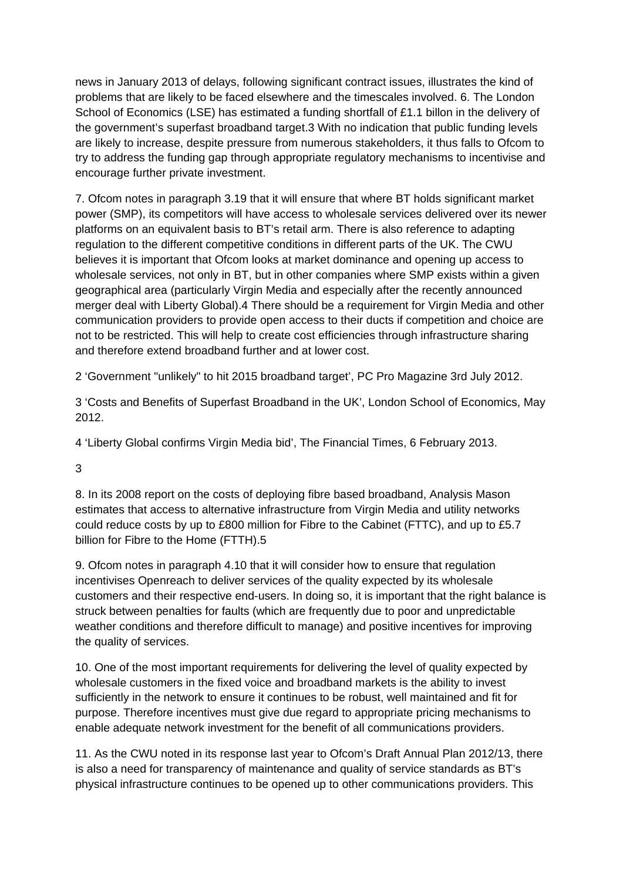news in January 2013 of delays, following significant contract issues, illustrates the kind of problems that are likely to be faced elsewhere and the timescales involved. 6. The London School of Economics (LSE) has estimated a funding shortfall of £1.1 billon in the delivery of the government's superfast broadband target.[3] With no indication that public funding levels are likely to increase, despite pressure from numerous stakeholders, it thus falls to Ofcom to try to address the funding gap through appropriate regulatory mechanisms to incentivise and encourage further private investment.

7. Ofcom notes in paragraph 3.19 that it will ensure that where BT holds significant market power (SMP), its competitors will have access to wholesale services delivered over its newer platforms on an equivalent basis to BT's retail arm. There is also reference to adapting regulation to the different competitive conditions in different parts of the UK. The CWU believes it is important that Ofcom looks at market dominance and opening up access to wholesale services, not only in BT, but in other companies where SMP exists within a given geographical area (particularly Virgin Media and especially after the recently announced merger deal with Liberty Global).[4] There should be a requirement for Virgin Media and other communication providers to provide open access to their ducts if competition and choice are not to be restricted. This will help to create cost efficiencies through infrastructure sharing and therefore extend broadband further and at lower cost.

2 'Government "unlikely" to hit 2015 broadband target', PC Pro Magazine 3rd July 2012.

3 'Costs and Benefits of Superfast Broadband in the UK', London School of Economics, May 2012.

4 'Liberty Global confirms Virgin Media bid', The Financial Times, 6 February 2013.

8. In its 2008 report on the costs of deploying fibre based broadband, Analysis Mason estimates that access to alternative infrastructure from Virgin Media and utility networks could reduce costs by up to £800 million for Fibre to the Cabinet (FTTC), and up to £5.7 billion for Fibre to the Home (FTTH).[5]

9. Ofcom notes in paragraph 4.10 that it will consider how to ensure that regulation incentivises Openreach to deliver services of the quality expected by its wholesale customers and their respective end-users. In doing so, it is important that the right balance is struck between penalties for faults (which are frequently due to poor and unpredictable weather conditions and therefore difficult to manage) and positive incentives for improving the quality of services.

10. One of the most important requirements for delivering the level of quality expected by wholesale customers in the fixed voice and broadband markets is the ability to invest sufficiently in the network to ensure it continues to be robust, well maintained and fit for purpose. Therefore incentives must give due regard to appropriate pricing mechanisms to enable adequate network investment for the benefit of all communications providers.

11. As the CWU noted in its response last year to Ofcom's Draft Annual Plan 2012/13, there is also a need for transparency of maintenance and quality of service standards as BT's physical infrastructure continues to be opened up to other communications providers. This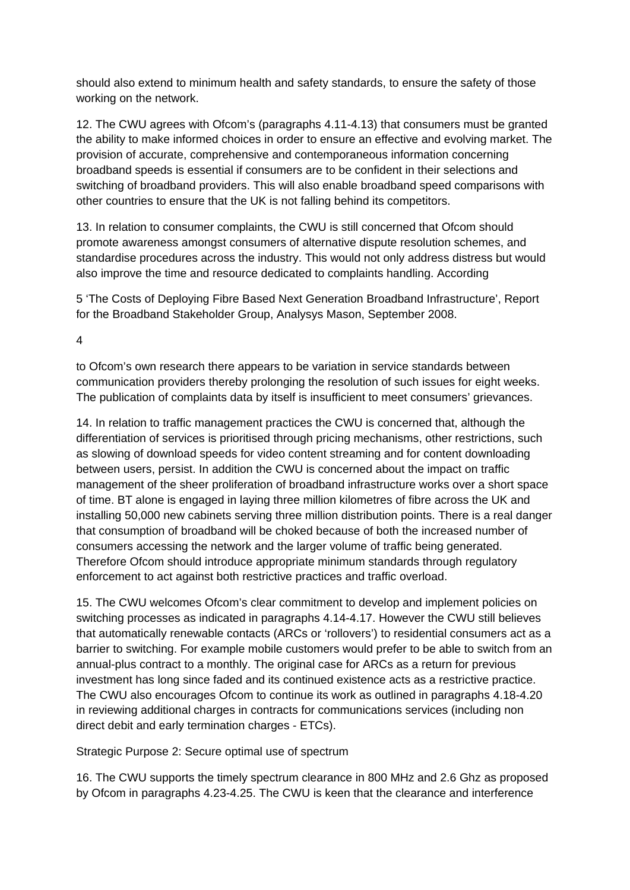should also extend to minimum health and safety standards, to ensure the safety of those working on the network.

12. The CWU agrees with Ofcom's (paragraphs 4.11-4.13) that consumers must be granted the ability to make informed choices in order to ensure an effective and evolving market. The provision of accurate, comprehensive and contemporaneous information concerning broadband speeds is essential if consumers are to be confident in their selections and switching of broadband providers. This will also enable broadband speed comparisons with other countries to ensure that the UK is not falling behind its competitors.

13. In relation to consumer complaints, the CWU is still concerned that Ofcom should promote awareness amongst consumers of alternative dispute resolution schemes, and standardise procedures across the industry. This would not only address distress but would also improve the time and resource dedicated to complaints handling. According to Ofcom's own research there appears to be variation in service standards between communication providers thereby prolonging the resolution of such issues for eight weeks. The publication of complaints data by itself is insufficient to meet consumers' grievances.

14. In relation to traffic management practices the CWU is concerned that, although the differentiation of services is prioritised through pricing mechanisms, other restrictions, such as slowing of download speeds for video content streaming and for content downloading between users, persist. In addition the CWU is concerned about the impact on traffic management of the sheer proliferation of broadband infrastructure works over a short space of time. BT alone is engaged in laying three million kilometres of fibre across the UK and installing 50,000 new cabinets serving three million distribution points. There is a real danger that consumption of broadband will be choked because of both the increased number of consumers accessing the network and the larger volume of traffic being generated. Therefore Ofcom should introduce appropriate minimum standards through regulatory enforcement to act against both restrictive practices and traffic overload.

15. The CWU welcomes Ofcom's clear commitment to develop and implement policies on switching processes as indicated in paragraphs 4.14-4.17. However the CWU still believes that automatically renewable contacts (ARCs or 'rollovers') to residential consumers act as a barrier to switching. For example mobile customers would prefer to be able to switch from an annual-plus contract to a monthly. The original case for ARCs as a return for previous investment has long since faded and its continued existence acts as a restrictive practice. The CWU also encourages Ofcom to continue its work as outlined in paragraphs 4.18-4.20 in reviewing additional charges in contracts for communications services (including non direct debit and early termination charges - ETCs).

Strategic Purpose 2: Secure optimal use of spectrum

16. The CWU supports the timely spectrum clearance in 800 MHz and 2.6 Ghz as proposed by Ofcom in paragraphs 4.23-4.25. The CWU is keen that the clearance and interference

5 'The Costs of Deploying Fibre Based Next Generation Broadband Infrastructure', Report for the Broadband Stakeholder Group, Analysys Mason, September 2008.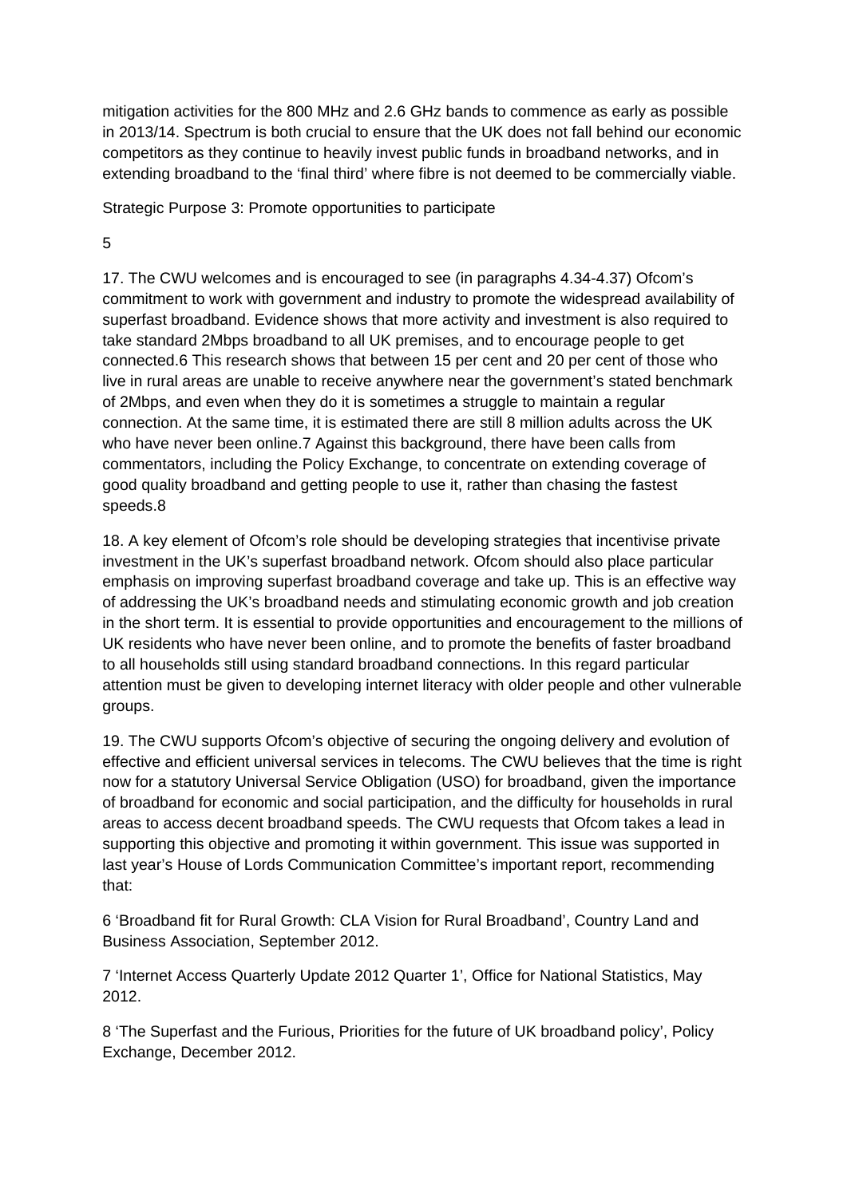mitigation activities for the 800 MHz and 2.6 GHz bands to commence as early as possible in 2013/14. Spectrum is both crucial to ensure that the UK does not fall behind our economic competitors as they continue to heavily invest public funds in broadband networks, and in extending broadband to the 'final third' where fibre is not deemed to be commercially viable.

Strategic Purpose 3: Promote opportunities to participate

5

17. The CWU welcomes and is encouraged to see (in paragraphs 4.34-4.37) Ofcom's commitment to work with government and industry to promote the widespread availability of superfast broadband. Evidence shows that more activity and investment is also required to take standard 2Mbps broadband to all UK premises, and to encourage people to get connected.[6] This research shows that between 15 per cent and 20 per cent of those who live in rural areas are unable to receive anywhere near the government's stated benchmark of 2Mbps, and even when they do it is sometimes a struggle to maintain a regular connection. At the same time, it is estimated there are still 8 million adults across the UK who have never been online.[7] Against this background, there have been calls from commentators, including the Policy Exchange, to concentrate on extending coverage of good quality broadband and getting people to use it, rather than chasing the fastest speeds.[8]

18. A key element of Ofcom's role should be developing strategies that incentivise private investment in the UK's superfast broadband network. Ofcom should also place particular emphasis on improving superfast broadband coverage and take up. This is an effective way of addressing the UK's broadband needs and stimulating economic growth and job creation in the short term. It is essential to provide opportunities and encouragement to the millions of UK residents who have never been online, and to promote the benefits of faster broadband to all households still using standard broadband connections. In this regard particular attention must be given to developing internet literacy with older people and other vulnerable groups.

19. The CWU supports Ofcom's objective of securing the ongoing delivery and evolution of effective and efficient universal services in telecoms. The CWU believes that the time is right now for a statutory Universal Service Obligation (USO) for broadband, given the importance of broadband for economic and social participation, and the difficulty for households in rural areas to access decent broadband speeds. The CWU requests that Ofcom takes a lead in supporting this objective and promoting it within government. This issue was supported in last year's House of Lords Communication Committee's important report, recommending that:

6 'Broadband fit for Rural Growth: CLA Vision for Rural Broadband', Country Land and Business Association, September 2012.

7 'Internet Access Quarterly Update 2012 Quarter 1', Office for National Statistics, May 2012.

8 'The Superfast and the Furious, Priorities for the future of UK broadband policy', Policy Exchange, December 2012.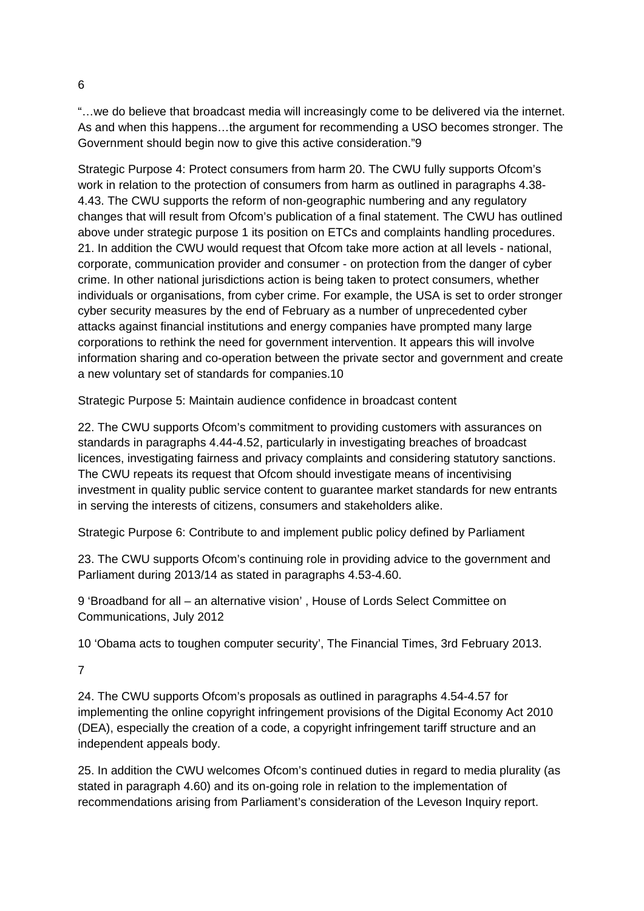"…we do believe that broadcast media will increasingly come to be delivered via the internet. As and when this happens…the argument for recommending a USO becomes stronger. The Government should begin now to give this active consideration."[9]

Strategic Purpose 4: Protect consumers from harm 20. The CWU fully supports Ofcom's work in relation to the protection of consumers from harm as outlined in paragraphs 4.38-4.43. The CWU supports the reform of non-geographic numbering and any regulatory changes that will result from Ofcom's publication of a final statement. The CWU has outlined above under strategic purpose 1 its position on ETCs and complaints handling procedures. 21. In addition the CWU would request that Ofcom take more action at all levels - national, corporate, communication provider and consumer - on protection from the danger of cyber crime. In other national jurisdictions action is being taken to protect consumers, whether individuals or organisations, from cyber crime. For example, the USA is set to order stronger cyber security measures by the end of February as a number of unprecedented cyber attacks against financial institutions and energy companies have prompted many large corporations to rethink the need for government intervention. It appears this will involve information sharing and co-operation between the private sector and government and create a new voluntary set of standards for companies.[10]

Strategic Purpose 5: Maintain audience confidence in broadcast content

22. The CWU supports Ofcom's commitment to providing customers with assurances on standards in paragraphs 4.44-4.52, particularly in investigating breaches of broadcast licences, investigating fairness and privacy complaints and considering statutory sanctions. The CWU repeats its request that Ofcom should investigate means of incentivising investment in quality public service content to guarantee market standards for new entrants in serving the interests of citizens, consumers and stakeholders alike.

Strategic Purpose 6: Contribute to and implement public policy defined by Parliament

23. The CWU supports Ofcom's continuing role in providing advice to the government and Parliament during 2013/14 as stated in paragraphs 4.53-4.60.

9 'Broadband for all – an alternative vision' , House of Lords Select Committee on Communications, July 2012

10 'Obama acts to toughen computer security', The Financial Times, 3rd February 2013.

24. The CWU supports Ofcom's proposals as outlined in paragraphs 4.54-4.57 for implementing the online copyright infringement provisions of the Digital Economy Act 2010 (DEA), especially the creation of a code, a copyright infringement tariff structure and an independent appeals body.

25. In addition the CWU welcomes Ofcom's continued duties in regard to media plurality (as stated in paragraph 4.60) and its on-going role in relation to the implementation of recommendations arising from Parliament's consideration of the Leveson Inquiry report.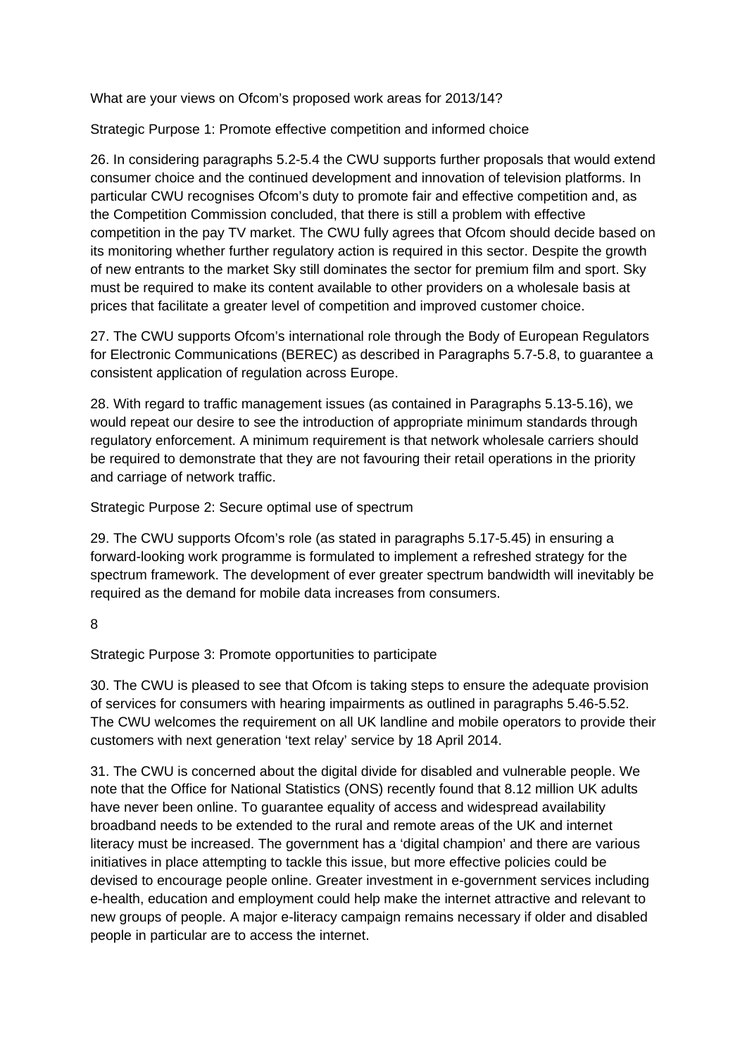What are your views on Ofcom's proposed work areas for 2013/14?

Strategic Purpose 1: Promote effective competition and informed choice

26. In considering paragraphs 5.2-5.4 the CWU supports further proposals that would extend consumer choice and the continued development and innovation of television platforms. In particular CWU recognises Ofcom's duty to promote fair and effective competition and, as the Competition Commission concluded, that there is still a problem with effective competition in the pay TV market. The CWU fully agrees that Ofcom should decide based on its monitoring whether further regulatory action is required in this sector. Despite the growth of new entrants to the market Sky still dominates the sector for premium film and sport. Sky must be required to make its content available to other providers on a wholesale basis at prices that facilitate a greater level of competition and improved customer choice.

27. The CWU supports Ofcom's international role through the Body of European Regulators for Electronic Communications (BEREC) as described in Paragraphs 5.7-5.8, to guarantee a consistent application of regulation across Europe.

28. With regard to traffic management issues (as contained in Paragraphs 5.13-5.16), we would repeat our desire to see the introduction of appropriate minimum standards through regulatory enforcement. A minimum requirement is that network wholesale carriers should be required to demonstrate that they are not favouring their retail operations in the priority and carriage of network traffic.

Strategic Purpose 2: Secure optimal use of spectrum

29. The CWU supports Ofcom's role (as stated in paragraphs 5.17-5.45) in ensuring a forward-looking work programme is formulated to implement a refreshed strategy for the spectrum framework. The development of ever greater spectrum bandwidth will inevitably be required as the demand for mobile data increases from consumers.

Strategic Purpose 3: Promote opportunities to participate

30. The CWU is pleased to see that Ofcom is taking steps to ensure the adequate provision of services for consumers with hearing impairments as outlined in paragraphs 5.46-5.52. The CWU welcomes the requirement on all UK landline and mobile operators to provide their customers with next generation 'text relay' service by 18 April 2014.

31. The CWU is concerned about the digital divide for disabled and vulnerable people. We note that the Office for National Statistics (ONS) recently found that 8.12 million UK adults have never been online. To guarantee equality of access and widespread availability broadband needs to be extended to the rural and remote areas of the UK and internet literacy must be increased. The government has a 'digital champion' and there are various initiatives in place attempting to tackle this issue, but more effective policies could be devised to encourage people online. Greater investment in e-government services including e-health, education and employment could help make the internet attractive and relevant to new groups of people. A major e-literacy campaign remains necessary if older and disabled people in particular are to access the internet.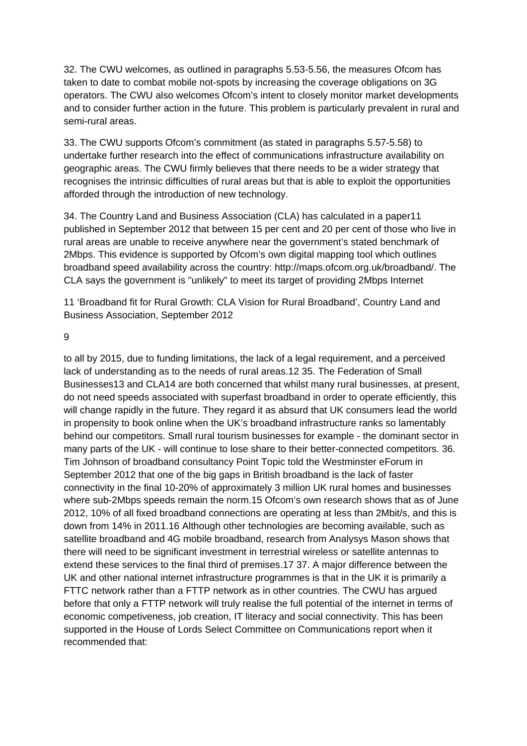32. The CWU welcomes, as outlined in paragraphs 5.53-5.56, the measures Ofcom has taken to date to combat mobile not-spots by increasing the coverage obligations on 3G operators. The CWU also welcomes Ofcom's intent to closely monitor market developments and to consider further action in the future. This problem is particularly prevalent in rural and semi-rural areas.

33. The CWU supports Ofcom's commitment (as stated in paragraphs 5.57-5.58) to undertake further research into the effect of communications infrastructure availability on geographic areas. The CWU firmly believes that there needs to be a wider strategy that recognises the intrinsic difficulties of rural areas but that is able to exploit the opportunities afforded through the introduction of new technology.

34. The Country Land and Business Association (CLA) has calculated in a paper[11] published in September 2012 that between 15 per cent and 20 per cent of those who live in rural areas are unable to receive anywhere near the government's stated benchmark of 2Mbps. This evidence is supported by Ofcom's own digital mapping tool which outlines broadband speed availability across the country: http://maps.ofcom.org.uk/broadband/. The CLA says the government is "unlikely" to meet its target of providing 2Mbps Internet to all by 2015, due to funding limitations, the lack of a legal requirement, and a perceived lack of understanding as to the needs of rural areas.[12]

35. The Federation of Small Businesses[13] and CLA[14] are both concerned that whilst many rural businesses, at present, do not need speeds associated with superfast broadband in order to operate efficiently, this will change rapidly in the future. They regard it as absurd that UK consumers lead the world in propensity to book online when the UK's broadband infrastructure ranks so lamentably behind our competitors. Small rural tourism businesses for example - the dominant sector in many parts of the UK - will continue to lose share to their better-connected competitors.

36. Tim Johnson of broadband consultancy Point Topic told the Westminster eForum in September 2012 that one of the big gaps in British broadband is the lack of faster connectivity in the final 10-20% of approximately 3 million UK rural homes and businesses where sub-2Mbps speeds remain the norm.[15] Ofcom's own research shows that as of June 2012, 10% of all fixed broadband connections are operating at less than 2Mbit/s, and this is down from 14% in 2011.[16] Although other technologies are becoming available, such as satellite broadband and 4G mobile broadband, research from Analysys Mason shows that there will need to be significant investment in terrestrial wireless or satellite antennas to extend these services to the final third of premises.[17]

37. A major difference between the UK and other national internet infrastructure programmes is that in the UK it is primarily a FTTC network rather than a FTTP network as in other countries. The CWU has argued before that only a FTTP network will truly realise the full potential of the internet in terms of economic competiveness, job creation, IT literacy and social connectivity. This has been supported in the House of Lords Select Committee on Communications report when it recommended that:

[11] 'Broadband fit for Rural Growth: CLA Vision for Rural Broadband', Country Land and Business Association, September 2012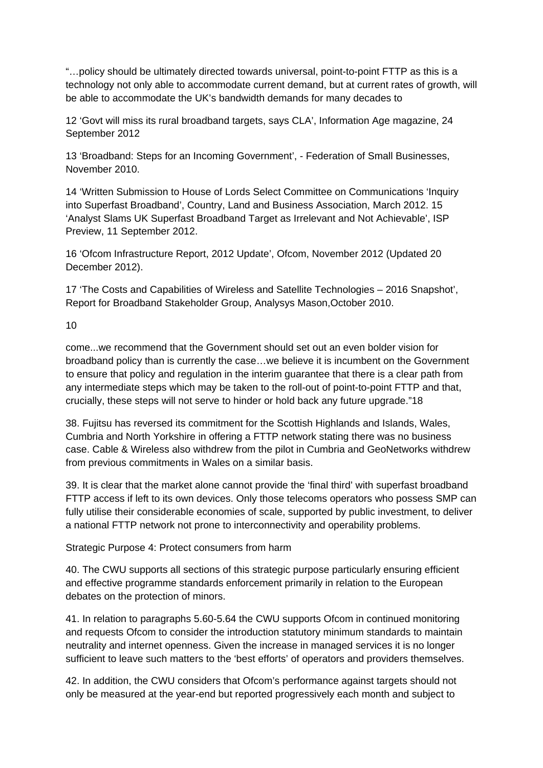"…policy should be ultimately directed towards universal, point-to-point FTTP as this is a technology not only able to accommodate current demand, but at current rates of growth, will be able to accommodate the UK's bandwidth demands for many decades to

12 'Govt will miss its rural broadband targets, says CLA', Information Age magazine, 24 September 2012

13 'Broadband: Steps for an Incoming Government', - Federation of Small Businesses, November 2010.

14 'Written Submission to House of Lords Select Committee on Communications 'Inquiry into Superfast Broadband', Country, Land and Business Association, March 2012. 15 'Analyst Slams UK Superfast Broadband Target as Irrelevant and Not Achievable', ISP Preview, 11 September 2012.

16 'Ofcom Infrastructure Report, 2012 Update', Ofcom, November 2012 (Updated 20 December 2012).

17 'The Costs and Capabilities of Wireless and Satellite Technologies – 2016 Snapshot', Report for Broadband Stakeholder Group, Analysys Mason,October 2010.

come...we recommend that the Government should set out an even bolder vision for broadband policy than is currently the case…we believe it is incumbent on the Government to ensure that policy and regulation in the interim guarantee that there is a clear path from any intermediate steps which may be taken to the roll-out of point-to-point FTTP and that, crucially, these steps will not serve to hinder or hold back any future upgrade."[18]

38. Fujitsu has reversed its commitment for the Scottish Highlands and Islands, Wales, Cumbria and North Yorkshire in offering a FTTP network stating there was no business case. Cable & Wireless also withdrew from the pilot in Cumbria and GeoNetworks withdrew from previous commitments in Wales on a similar basis.

39. It is clear that the market alone cannot provide the 'final third' with superfast broadband FTTP access if left to its own devices. Only those telecoms operators who possess SMP can fully utilise their considerable economies of scale, supported by public investment, to deliver a national FTTP network not prone to interconnectivity and operability problems.

Strategic Purpose 4: Protect consumers from harm

40. The CWU supports all sections of this strategic purpose particularly ensuring efficient and effective programme standards enforcement primarily in relation to the European debates on the protection of minors.

41. In relation to paragraphs 5.60-5.64 the CWU supports Ofcom in continued monitoring and requests Ofcom to consider the introduction statutory minimum standards to maintain neutrality and internet openness. Given the increase in managed services it is no longer sufficient to leave such matters to the 'best efforts' of operators and providers themselves.

42. In addition, the CWU considers that Ofcom's performance against targets should not only be measured at the year-end but reported progressively each month and subject to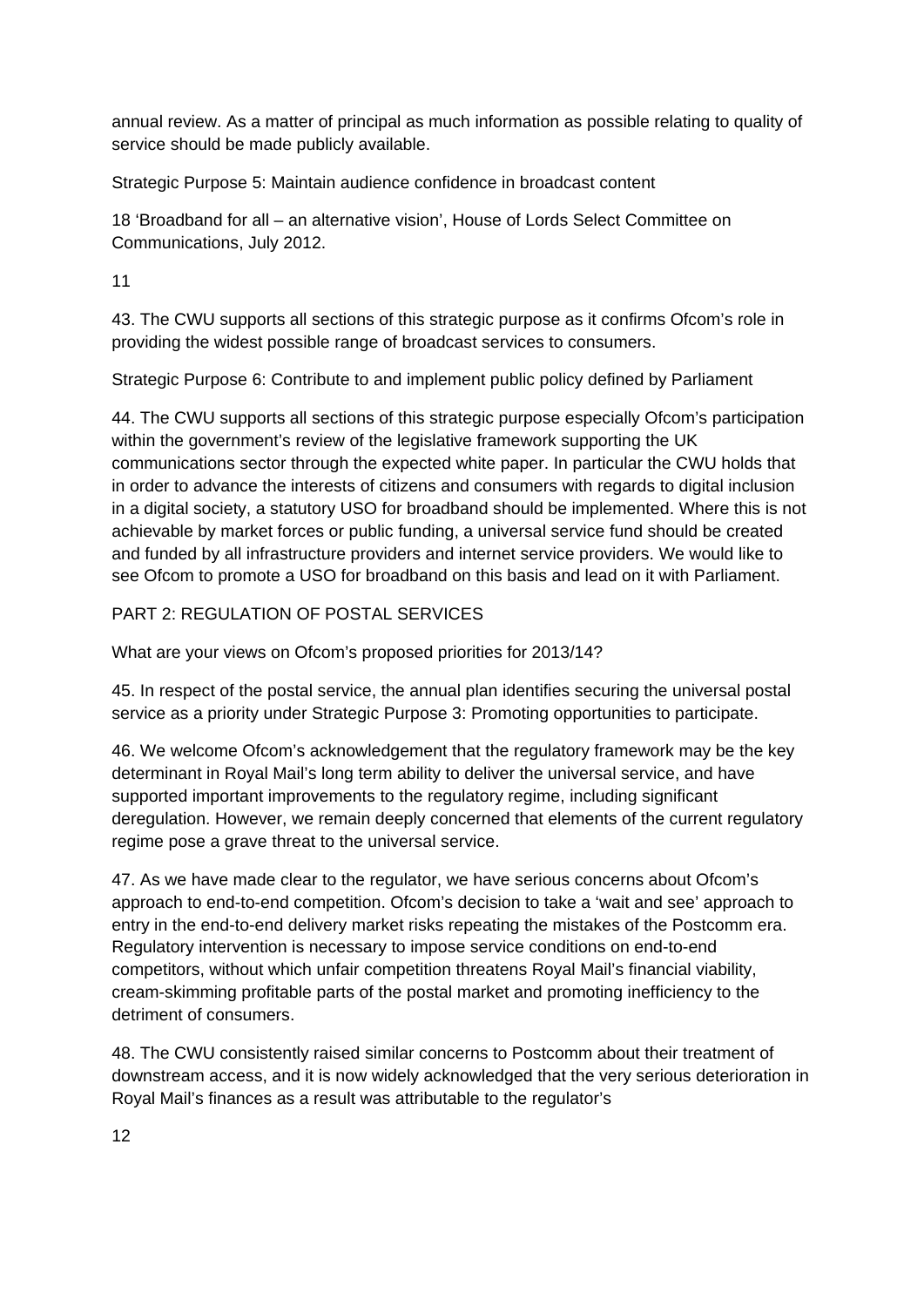annual review. As a matter of principal as much information as possible relating to quality of service should be made publicly available.

Strategic Purpose 5: Maintain audience confidence in broadcast content

18 'Broadband for all – an alternative vision', House of Lords Select Committee on Communications, July 2012.

43. The CWU supports all sections of this strategic purpose as it confirms Ofcom's role in providing the widest possible range of broadcast services to consumers.

Strategic Purpose 6: Contribute to and implement public policy defined by Parliament

44. The CWU supports all sections of this strategic purpose especially Ofcom's participation within the government's review of the legislative framework supporting the UK communications sector through the expected white paper. In particular the CWU holds that in order to advance the interests of citizens and consumers with regards to digital inclusion in a digital society, a statutory USO for broadband should be implemented. Where this is not achievable by market forces or public funding, a universal service fund should be created and funded by all infrastructure providers and internet service providers. We would like to see Ofcom to promote a USO for broadband on this basis and lead on it with Parliament.

PART 2: REGULATION OF POSTAL SERVICES

What are your views on Ofcom's proposed priorities for 2013/14?

45. In respect of the postal service, the annual plan identifies securing the universal postal service as a priority under Strategic Purpose 3: Promoting opportunities to participate.

46. We welcome Ofcom's acknowledgement that the regulatory framework may be the key determinant in Royal Mail's long term ability to deliver the universal service, and have supported important improvements to the regulatory regime, including significant deregulation. However, we remain deeply concerned that elements of the current regulatory regime pose a grave threat to the universal service.

47. As we have made clear to the regulator, we have serious concerns about Ofcom's approach to end-to-end competition. Ofcom's decision to take a 'wait and see' approach to entry in the end-to-end delivery market risks repeating the mistakes of the Postcomm era. Regulatory intervention is necessary to impose service conditions on end-to-end competitors, without which unfair competition threatens Royal Mail's financial viability, cream-skimming profitable parts of the postal market and promoting inefficiency to the detriment of consumers.

48. The CWU consistently raised similar concerns to Postcomm about their treatment of downstream access, and it is now widely acknowledged that the very serious deterioration in Royal Mail's finances as a result was attributable to the regulator's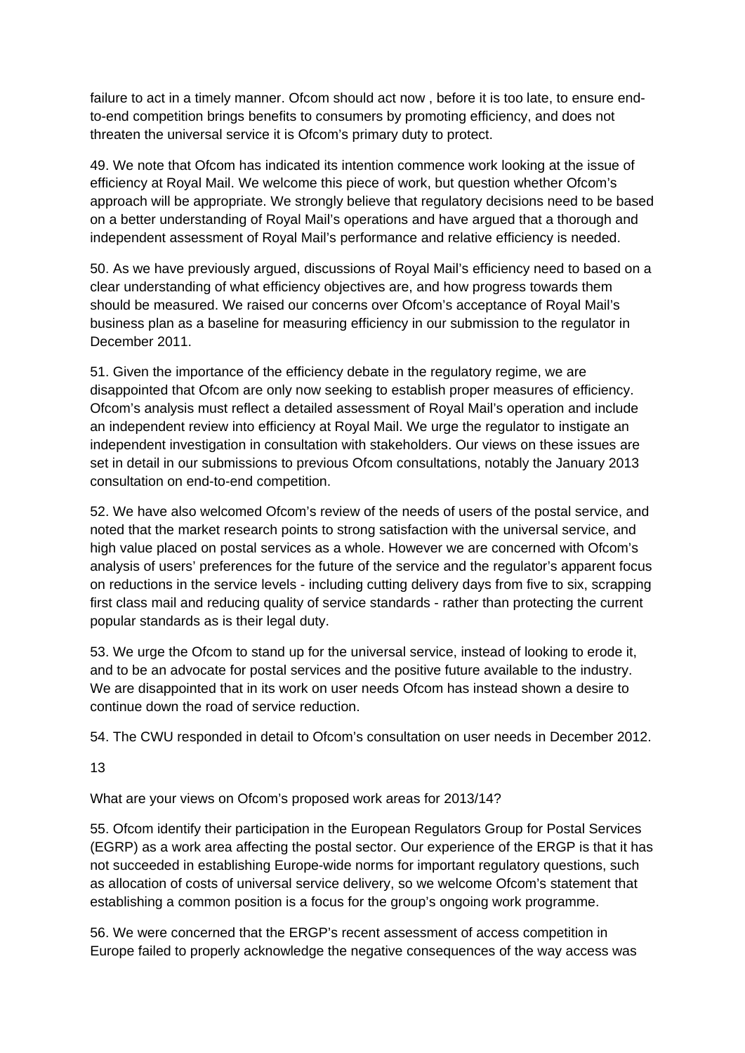failure to act in a timely manner. Ofcom should act now , before it is too late, to ensure end-to-end competition brings benefits to consumers by promoting efficiency, and does not threaten the universal service it is Ofcom's primary duty to protect.

49. We note that Ofcom has indicated its intention commence work looking at the issue of efficiency at Royal Mail. We welcome this piece of work, but question whether Ofcom's approach will be appropriate. We strongly believe that regulatory decisions need to be based on a better understanding of Royal Mail's operations and have argued that a thorough and independent assessment of Royal Mail's performance and relative efficiency is needed.

50. As we have previously argued, discussions of Royal Mail's efficiency need to based on a clear understanding of what efficiency objectives are, and how progress towards them should be measured. We raised our concerns over Ofcom's acceptance of Royal Mail's business plan as a baseline for measuring efficiency in our submission to the regulator in December 2011.

51. Given the importance of the efficiency debate in the regulatory regime, we are disappointed that Ofcom are only now seeking to establish proper measures of efficiency. Ofcom's analysis must reflect a detailed assessment of Royal Mail's operation and include an independent review into efficiency at Royal Mail. We urge the regulator to instigate an independent investigation in consultation with stakeholders. Our views on these issues are set in detail in our submissions to previous Ofcom consultations, notably the January 2013 consultation on end-to-end competition.

52. We have also welcomed Ofcom's review of the needs of users of the postal service, and noted that the market research points to strong satisfaction with the universal service, and high value placed on postal services as a whole. However we are concerned with Ofcom's analysis of users' preferences for the future of the service and the regulator's apparent focus on reductions in the service levels - including cutting delivery days from five to six, scrapping first class mail and reducing quality of service standards - rather than protecting the current popular standards as is their legal duty.

53. We urge the Ofcom to stand up for the universal service, instead of looking to erode it, and to be an advocate for postal services and the positive future available to the industry. We are disappointed that in its work on user needs Ofcom has instead shown a desire to continue down the road of service reduction.

54. The CWU responded in detail to Ofcom's consultation on user needs in December 2012.

13

What are your views on Ofcom's proposed work areas for 2013/14?

55. Ofcom identify their participation in the European Regulators Group for Postal Services (EGRP) as a work area affecting the postal sector. Our experience of the ERGP is that it has not succeeded in establishing Europe-wide norms for important regulatory questions, such as allocation of costs of universal service delivery, so we welcome Ofcom's statement that establishing a common position is a focus for the group's ongoing work programme.

56. We were concerned that the ERGP's recent assessment of access competition in Europe failed to properly acknowledge the negative consequences of the way access was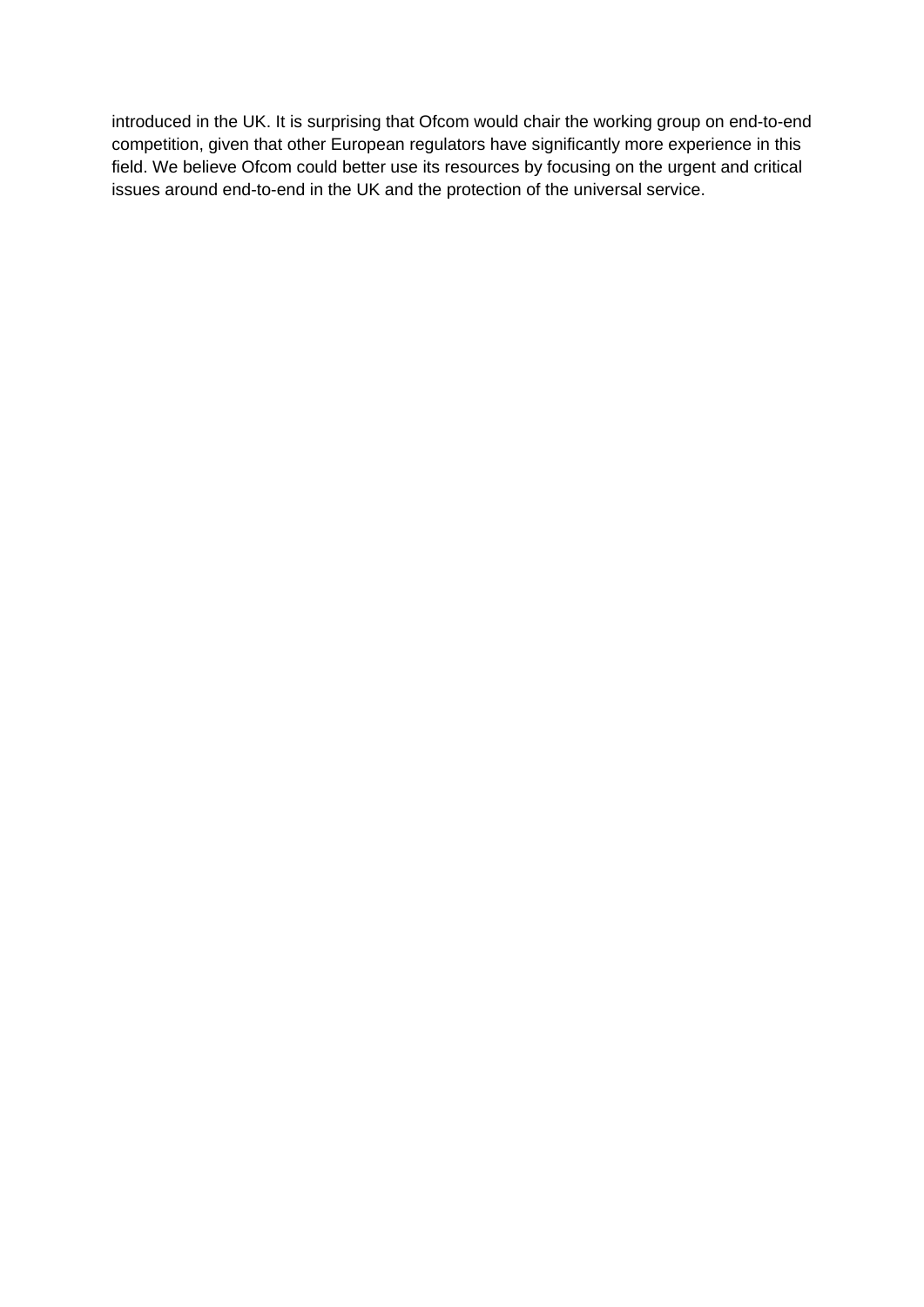introduced in the UK. It is surprising that Ofcom would chair the working group on end-to-end competition, given that other European regulators have significantly more experience in this field. We believe Ofcom could better use its resources by focusing on the urgent and critical issues around end-to-end in the UK and the protection of the universal service.